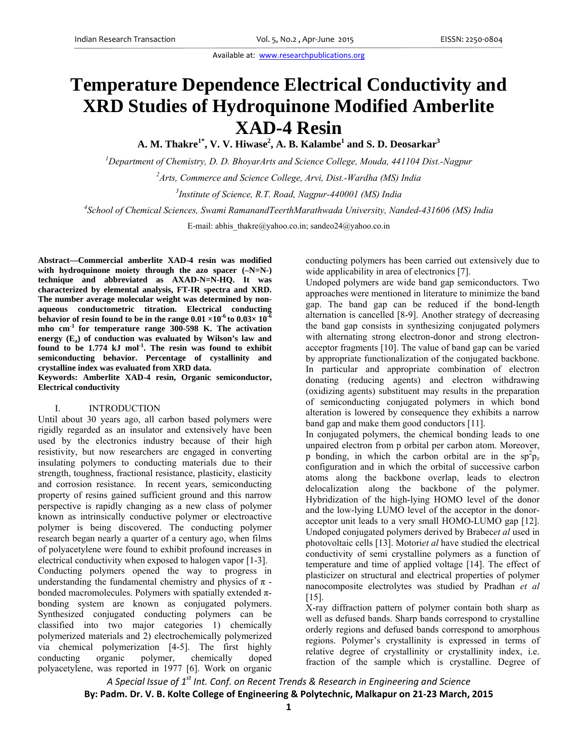# Temperature Dependence Electrical Conductivity and XRD Studies of Hydroquinone Modified Amberlite XAD-4 Resin

**A. M. Thakre[1*], V. V. Hiwase[2], A. B. Kalambe[1] and S. D. Deosarkar[3]**

[1]*Department of Chemistry, D. D. BhoyarArts and Science College, Mouda, 441104 Dist.-Nagpur*

[2]*Arts, Commerce and Science College, Arvi, Dist.-Wardha (MS) India*

[3]*Institute of Science, R.T. Road, Nagpur-440001 (MS) India*

[4]*School of Chemical Sciences, Swami RamanandTeerthMarathwada University, Nanded-431606 (MS) India*

E-mail: abhis_thakre@yahoo.co.in; sandeo24@yahoo.co.in

**Abstract—Commercial amberlite XAD-4 resin was modified with hydroquinone moiety through the azo spacer (–N=N-) technique and abbreviated as AXAD-N=N-HQ. It was characterized by elemental analysis, FT-IR spectra and XRD. The number average molecular weight was determined by non-aqueous conductometric titration. Electrical conducting behavior of resin found to be in the range $0.01 \times 10^{-6}$ to $0.03\times 10^{-6}$ mho $cm^{-1}$ for temperature range 300-598 K. The activation energy ($E_a$) of conduction was evaluated by Wilson's law and found to be 1.774 kJ $mol^{-1}$. The resin was found to exhibit semiconducting behavior. Percentage of cystallinity and crystalline index was evaluated from XRD data.**

**Keywords: Amberlite XAD-4 resin, Organic semiconductor, Electrical conductivity**

## I. INTRODUCTION

Until about 30 years ago, all carbon based polymers were rigidly regarded as an insulator and extensively have been used by the electronics industry because of their high resistivity, but now researchers are engaged in converting insulating polymers to conducting materials due to their strength, toughness, fractional resistance, plasticity, elasticity and corrosion resistance. In recent years, semiconducting property of resins gained sufficient ground and this narrow perspective is rapidly changing as a new class of polymer known as intrinsically conductive polymer or electroactive polymer is being discovered. The conducting polymer research began nearly a quarter of a century ago, when films of polyacetylene were found to exhibit profound increases in electrical conductivity when exposed to halogen vapor [1-3].

Conducting polymers opened the way to progress in understanding the fundamental chemistry and physics of π -bonded macromolecules. Polymers with spatially extended π-bonding system are known as conjugated polymers. Synthesized conjugated conducting polymers can be classified into two major categories 1) chemically polymerized materials and 2) electrochemically polymerized via chemical polymerization [4-5]. The first highly conducting organic polymer, chemically doped polyacetylene, was reported in 1977 [6]. Work on organic conducting polymers has been carried out extensively due to wide applicability in area of electronics [7].

Undoped polymers are wide band gap semiconductors. Two approaches were mentioned in literature to minimize the band gap. The band gap can be reduced if the bond-length alternation is cancelled [8-9]. Another strategy of decreasing the band gap consists in synthesizing conjugated polymers with alternating strong electron-donor and strong electron-acceptor fragments [10]. The value of band gap can be varied by appropriate functionalization of the conjugated backbone. In particular and appropriate combination of electron donating (reducing agents) and electron withdrawing (oxidizing agents) substituent may results in the preparation of semiconducting conjugated polymers in which bond alteration is lowered by consequence they exhibits a narrow band gap and make them good conductors [11].

In conjugated polymers, the chemical bonding leads to one unpaired electron from p orbital per carbon atom. Moreover, p bonding, in which the carbon orbital are in the $sp^2p_z$ configuration and in which the orbital of successive carbon atoms along the backbone overlap, leads to electron delocalization along the backbone of the polymer. Hybridization of the high-lying HOMO level of the donor and the low-lying LUMO level of the acceptor in the donor-acceptor unit leads to a very small HOMO-LUMO gap [12]. Undoped conjugated polymers derived by Brabec*et al* used in photovoltaic cells [13]. Motori*et al* have studied the electrical conductivity of semi crystalline polymers as a function of temperature and time of applied voltage [14]. The effect of plasticizer on structural and electrical properties of polymer nanocomposite electrolytes was studied by Pradhan *et al* [15].

X-ray diffraction pattern of polymer contain both sharp as well as defused bands. Sharp bands correspond to crystalline orderly regions and defused bands correspond to amorphous regions. Polymer's crystallinity is expressed in terms of relative degree of crystallinity or crystallinity index, i.e. fraction of the sample which is crystalline. Degree of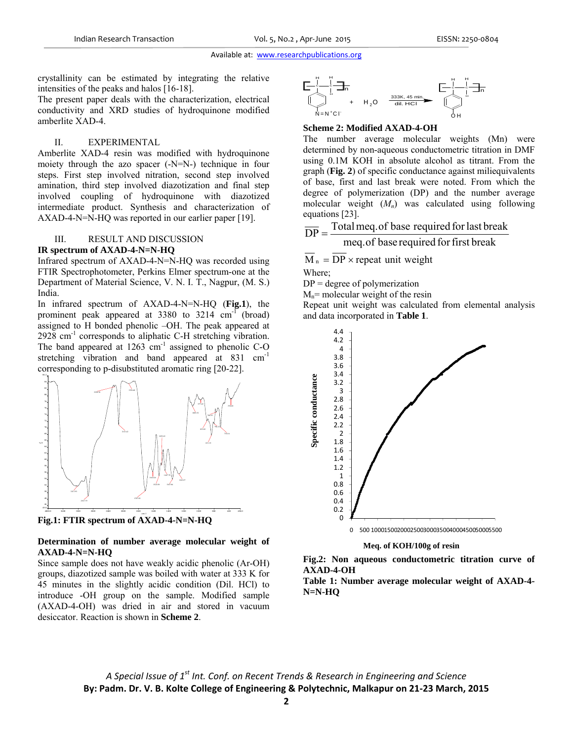crystallinity can be estimated by integrating the relative intensities of the peaks and halos [16-18].

The present paper deals with the characterization, electrical conductivity and XRD studies of hydroquinone modified amberlite XAD-4.

## II. EXPERIMENTAL

Amberlite XAD-4 resin was modified with hydroquinone moiety through the azo spacer (-N=N-) technique in four steps. First step involved nitration, second step involved amination, third step involved diazotization and final step involved coupling of hydroquinone with diazotized intermediate product. Synthesis and characterization of AXAD-4-N=N-HQ was reported in our earlier paper [19].

## III. RESULT AND DISCUSSION

### IR spectrum of AXAD-4-N=N-HQ

Infrared spectrum of AXAD-4-N=N-HQ was recorded using FTIR Spectrophotometer, Perkins Elmer spectrum-one at the Department of Material Science, V. N. I. T., Nagpur, (M. S.) India.

In infrared spectrum of AXAD-4-N=N-HQ (**Fig.1**), the prominent peak appeared at 3380 to 3214 $cm^{-1}$ (broad) assigned to H bonded phenolic –OH. The peak appeared at 2928 $cm^{-1}$ corresponds to aliphatic C-H stretching vibration. The band appeared at 1263 $cm^{-1}$ assigned to phenolic C-O stretching vibration and band appeared at 831 $cm^{-1}$ corresponding to p-disubstituted aromatic ring [20-22].

**Fig.1: FTIR spectrum of AXAD-4-N=N-HQ**

### Determination of number average molecular weight of AXAD-4-N=N-HQ

Since sample does not have weakly acidic phenolic (Ar-OH) groups, diazotized sample was boiled with water at 333 K for 45 minutes in the slightly acidic condition (Dil. HCl) to introduce -OH group on the sample. Modified sample (AXAD-4-OH) was dried in air and stored in vacuum desiccator. Reaction is shown in **Scheme 2**.

**Scheme 2: Modified AXAD-4-OH**

The number average molecular weights (Mn) were determined by non-aqueous conductometric titration in DMF using 0.1M KOH in absolute alcohol as titrant. From the graph (**Fig. 2**) of specific conductance against miliequivalents of base, first and last break were noted. From which the degree of polymerization (DP) and the number average molecular weight ($M_n$) was calculated using following equations [23].

$$\overline{DP} = \frac{\text{Total meq. of base required for last break}}{\text{meq. of base required for first break}}$$

$$\overline{M}_n = \overline{DP} \times \text{repeat unit weight}$$

Where;

DP = degree of polymerization

$M_n$= molecular weight of the resin

Repeat unit weight was calculated from elemental analysis and data incorporated in **Table 1**.

**Fig.2: Non aqueous conductometric titration curve of AXAD-4-OH**

**Table 1: Number average molecular weight of AXAD-4-N=N-HQ**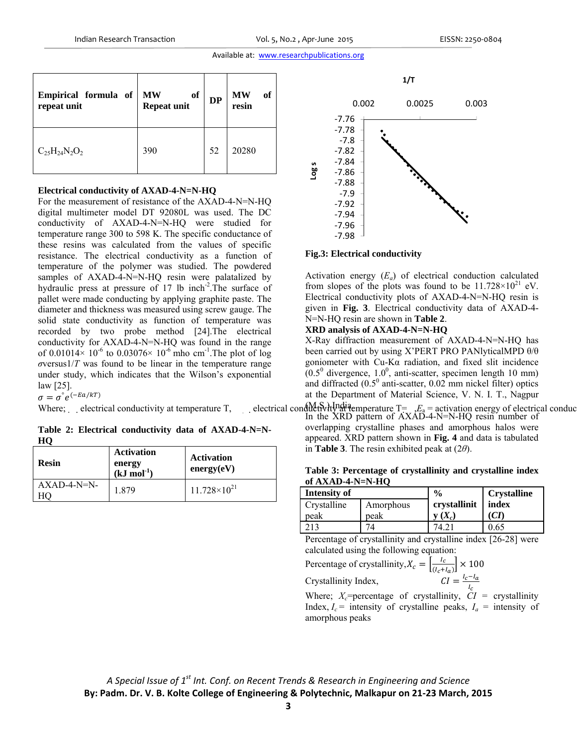| Empirical formula of repeat unit | MW of Repeat unit | DP | MW of resin |
|---|---|---|---|
| $C_{25}H_{24}N_2O_2$ | 390 | 52 | 20280 |

**Electrical conductivity of AXAD-4-N=N-HQ**

For the measurement of resistance of the AXAD-4-N=N-HQ digital multimeter model DT 92080L was used. The DC conductivity of AXAD-4-N=N-HQ were studied for temperature range 300 to 598 K. The specific conductance of these resins was calculated from the values of specific resistance. The electrical conductivity as a function of temperature of the polymer was studied. The powdered samples of AXAD-4-N=N-HQ resin were palatalized by hydraulic press at pressure of 17 lb inch$^{-2}$.The surface of pallet were made conducting by applying graphite paste. The diameter and thickness was measured using screw gauge. The solid state conductivity as function of temperature was recorded by two probe method [24].The electrical conductivity for AXAD-4-N=N-HQ was found in the range of 0.01014× $10^{-6}$ to 0.03076× $10^{-6}$ mho cm$^{-1}$.The plot of log $\sigma$versus1/$T$ was found to be linear in the temperature range under study, which indicates that the Wilson's exponential law [25].

$$\sigma = \sigma^{\circ} e^{(-Ea/kT)}$$

Where; . . electrical conductivity at temperature T, . . electrical conductivity at temperature T= . $E_a$ = activation energy of electrical conduc

**Table 2: Electrical conductivity data of AXAD-4-N=N-HQ**

| Resin | Activation energy (kJ mol$^{-1}$) | Activation energy(eV) |
|---|---|---|
| AXAD-4-N=N-HQ | 1.879 | 11.728×$10^{21}$ |

**Fig.3: Electrical conductivity**

Activation energy ($E_a$) of electrical conduction calculated from slopes of the plots was found to be 11.728×$10^{21}$ eV. Electrical conductivity plots of AXAD-4-N=N-HQ resin is given in **Fig. 3**. Electrical conductivity data of AXAD-4-N=N-HQ resin are shown in **Table 2**.

**XRD analysis of AXAD-4-N=N-HQ**

X-Ray diffraction measurement of AXAD-4-N=N-HQ has been carried out by using X'PERT PRO PANlyticalMPD θ/θ goniometer with Cu-Kα radiation, and fixed slit incidence (0.5$^0$ divergence, 1.0$^0$, anti-scatter, specimen length 10 mm) and diffracted (0.5$^0$ anti-scatter, 0.02 mm nickel filter) optics at the Department of Material Science, V. N. I. T., Nagpur (M.S.) India.

In the XRD pattern of AXAD-4-N=N-HQ resin number of overlapping crystalline phases and amorphous halos were appeared. XRD pattern shown in **Fig. 4** and data is tabulated in **Table 3**. The resin exhibited peak at (2$\theta$).

**Table 3: Percentage of crystallinity and crystalline index of AXAD-4-N=N-HQ**

| Intensity of | | % crystallinity ($X_c$) | Crystalline index (*CI*) |
|---|---|---|---|
| Crystalline peak | Amorphous peak | | |
| 213 | 74 | 74.21 | 0.65 |

Percentage of crystallinity and crystalline index [26-28] were calculated using the following equation:

$$\text{Percentage of crystallinity}, X_c = \left[\frac{I_c}{(I_c+I_a)}\right] \times 100$$

$$\text{Crystallinity Index}, \quad CI = \frac{I_c - I_a}{I_c}$$

Where; $X_c$=percentage of crystallinity, $CI$ = crystallinity Index, $I_c$ = intensity of crystalline peaks, $I_a$ = intensity of amorphous peaks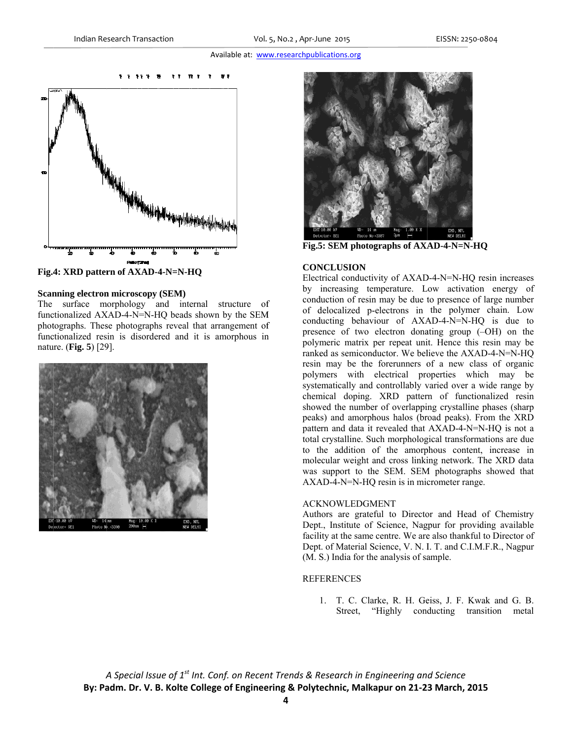Fig.4: XRD pattern of AXAD-4-N=N-HQ

### Scanning electron microscopy (SEM)

The surface morphology and internal structure of functionalized AXAD-4-N=N-HQ beads shown by the SEM photographs. These photographs reveal that arrangement of functionalized resin is disordered and it is amorphous in nature. (**Fig. 5**) [29].

Fig.5: SEM photographs of AXAD-4-N=N-HQ

### CONCLUSION

Electrical conductivity of AXAD-4-N=N-HQ resin increases by increasing temperature. Low activation energy of conduction of resin may be due to presence of large number of delocalized p-electrons in the polymer chain. Low conducting behaviour of AXAD-4-N=N-HQ is due to presence of two electron donating group (–OH) on the polymeric matrix per repeat unit. Hence this resin may be ranked as semiconductor. We believe the AXAD-4-N=N-HQ resin may be the forerunners of a new class of organic polymers with electrical properties which may be systematically and controllably varied over a wide range by chemical doping. XRD pattern of functionalized resin showed the number of overlapping crystalline phases (sharp peaks) and amorphous halos (broad peaks). From the XRD pattern and data it revealed that AXAD-4-N=N-HQ is not a total crystalline. Such morphological transformations are due to the addition of the amorphous content, increase in molecular weight and cross linking network. The XRD data was support to the SEM. SEM photographs showed that AXAD-4-N=N-HQ resin is in micrometer range.

### ACKNOWLEDGMENT

Authors are grateful to Director and Head of Chemistry Dept., Institute of Science, Nagpur for providing available facility at the same centre. We are also thankful to Director of Dept. of Material Science, V. N. I. T. and C.I.M.F.R., Nagpur (M. S.) India for the analysis of sample.

### REFERENCES

1. T. C. Clarke, R. H. Geiss, J. F. Kwak and G. B. Street, "Highly conducting transition metal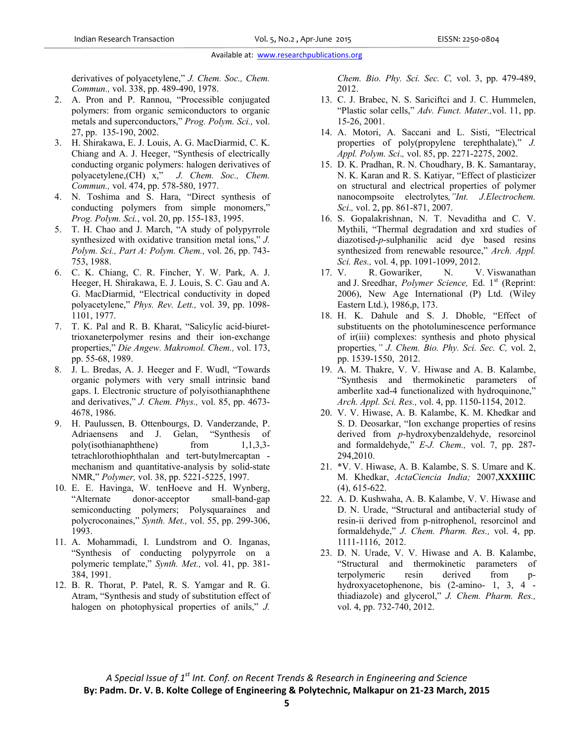derivatives of polyacetylene," *J. Chem. Soc., Chem. Commun.,* vol. 338, pp. 489-490, 1978.

2. A. Pron and P. Rannou, "Processible conjugated polymers: from organic semiconductors to organic metals and superconductors," *Prog. Polym. Sci.,* vol. 27, pp. 135-190, 2002.
3. H. Shirakawa, E. J. Louis, A. G. MacDiarmid, C. K. Chiang and A. J. Heeger, "Synthesis of electrically conducting organic polymers: halogen derivatives of polyacetylene,(CH) x," *J. Chem. Soc., Chem. Commun.,* vol. 474, pp. 578-580, 1977.
4. N. Toshima and S. Hara, "Direct synthesis of conducting polymers from simple monomers," *Prog. Polym. Sci.*, vol. 20, pp. 155-183, 1995.
5. T. H. Chao and J. March, "A study of polypyrrole synthesized with oxidative transition metal ions," *J. Polym. Sci., Part A: Polym. Chem.,* vol. 26, pp. 743-753, 1988.
6. C. K. Chiang, C. R. Fincher, Y. W. Park, A. J. Heeger, H. Shirakawa, E. J. Louis, S. C. Gau and A. G. MacDiarmid, "Electrical conductivity in doped polyacetylene," *Phys. Rev. Lett.,* vol. 39, pp. 1098-1101, 1977.
7. T. K. Pal and R. B. Kharat, "Salicylic acid-biuret-trioxaneterpolymer resins and their ion-exchange properties," *Die Angew. Makromol. Chem.,* vol. 173, pp. 55-68, 1989.
8. J. L. Bredas, A. J. Heeger and F. Wudl, "Towards organic polymers with very small intrinsic band gaps. I. Electronic structure of polyisothianaphthene and derivatives," *J. Chem. Phys.,* vol. 85, pp. 4673-4678, 1986.
9. H. Paulussen, B. Ottenbourgs, D. Vanderzande, P. Adriaensens and J. Gelan, "Synthesis of poly(isothianaphthene) from 1,1,3,3-tetrachlorothiophthalan and tert-butylmercaptan - mechanism and quantitative-analysis by solid-state NMR," *Polymer,* vol. 38, pp. 5221-5225, 1997.
10. E. E. Havinga, W. tenHoeve and H. Wynberg, "Alternate donor-acceptor small-band-gap semiconducting polymers; Polysquaraines and polycroconaines," *Synth. Met.,* vol. 55, pp. 299-306, 1993.
11. A. Mohammadi, I. Lundstrom and O. Inganas, "Synthesis of conducting polypyrrole on a polymeric template," *Synth. Met.,* vol. 41, pp. 381-384, 1991.
12. B. R. Thorat, P. Patel, R. S. Yamgar and R. G. Atram, "Synthesis and study of substitution effect of halogen on photophysical properties of anils," *J. Chem. Bio. Phy. Sci. Sec. C,* vol. 3, pp. 479-489, 2012.
13. C. J. Brabec, N. S. Sariciftci and J. C. Hummelen, "Plastic solar cells," *Adv. Funct. Mater.,*vol. 11, pp. 15-26, 2001.
14. A. Motori, A. Saccani and L. Sisti, "Electrical properties of poly(propylene terephthalate)," *J. Appl. Polym. Sci.,* vol. 85, pp. 2271-2275, 2002.
15. D. K. Pradhan, R. N. Choudhary, B. K. Samantaray, N. K. Karan and R. S. Katiyar, "Effect of plasticizer on structural and electrical properties of polymer nanocompsoite electrolytes,*"Int. J.Electrochem. Sci.,* vol. 2, pp. 861-871, 2007.
16. S. Gopalakrishnan, N. T. Nevaditha and C. V. Mythili, "Thermal degradation and xrd studies of diazotised-*p*-sulphanilic acid dye based resins synthesized from renewable resource," *Arch. Appl. Sci. Res.,* vol. 4, pp. 1091-1099, 2012.
17. V. R. Gowariker, N. V. Viswanathan and J. Sreedhar, *Polymer Science,* Ed. 1st (Reprint: 2006), New Age International (P) Ltd. (Wiley Eastern Ltd.), 1986,p, 173.
18. H. K. Dahule and S. J. Dhoble, "Effect of substituents on the photoluminescence performance of ir(iii) complexes: synthesis and photo physical properties,*" J. Chem. Bio. Phy. Sci. Sec. C,* vol. 2, pp. 1539-1550, 2012.
19. A. M. Thakre, V. V. Hiwase and A. B. Kalambe, "Synthesis and thermokinetic parameters of amberlite xad-4 functionalized with hydroquinone," *Arch. Appl. Sci. Res.,* vol. 4, pp. 1150-1154, 2012.
20. V. V. Hiwase, A. B. Kalambe, K. M. Khedkar and S. D. Deosarkar, "Ion exchange properties of resins derived from *p*-hydroxybenzaldehyde, resorcinol and formaldehyde," *E-J. Chem.,* vol. 7, pp. 287-294,2010.
21. *V. V. Hiwase, A. B. Kalambe, S. S. Umare and K. M. Khedkar, *ActaCiencia India;* 2007,**XXXIIIC** (4), 615-622.
22. A. D. Kushwaha, A. B. Kalambe, V. V. Hiwase and D. N. Urade, "Structural and antibacterial study of resin-ii derived from p-nitrophenol, resorcinol and formaldehyde," *J. Chem. Pharm. Res.,* vol. 4, pp. 1111-1116, 2012.
23. D. N. Urade, V. V. Hiwase and A. B. Kalambe, "Structural and thermokinetic parameters of terpolymeric resin derived from p-hydroxyacetophenone, bis (2-amino- 1, 3, 4 - thiadiazole) and glycerol," *J. Chem. Pharm. Res.,* vol. 4, pp. 732-740, 2012.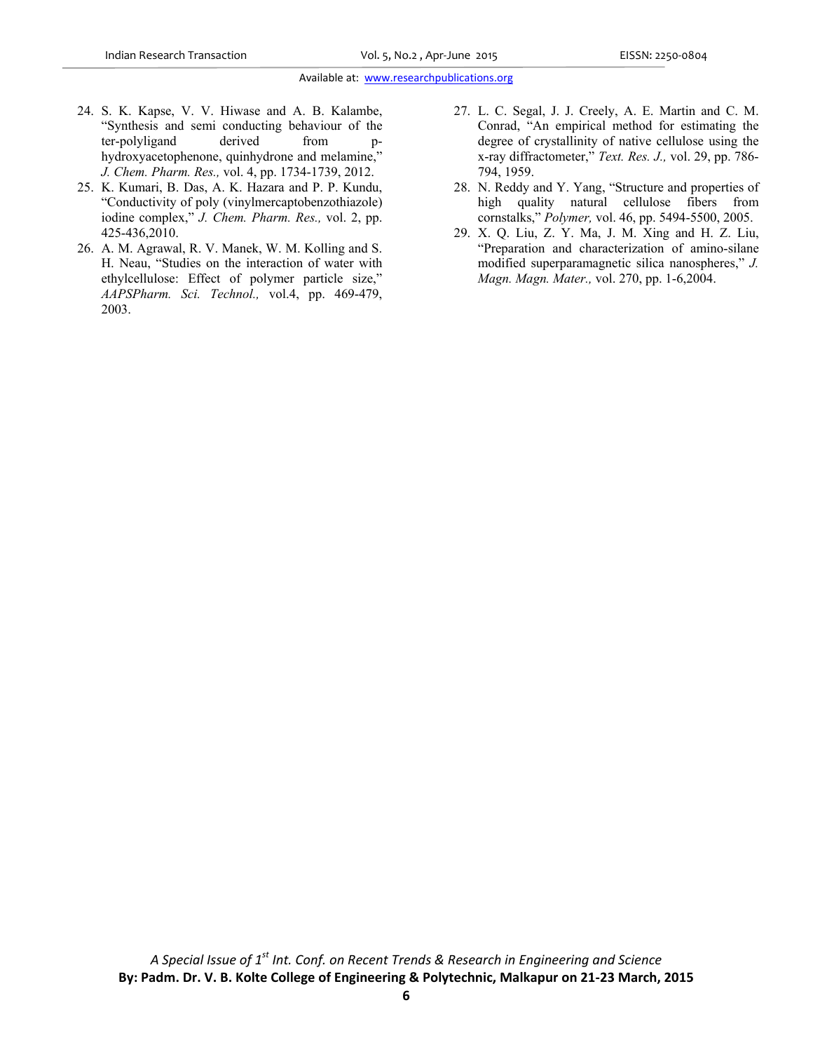24. S. K. Kapse, V. V. Hiwase and A. B. Kalambe, "Synthesis and semi conducting behaviour of the ter-polyligand derived from p-hydroxyacetophenone, quinhydrone and melamine," *J. Chem. Pharm. Res.,* vol. 4, pp. 1734-1739, 2012.
25. K. Kumari, B. Das, A. K. Hazara and P. P. Kundu, "Conductivity of poly (vinylmercaptobenzothiazole) iodine complex," *J. Chem. Pharm. Res.,* vol. 2, pp. 425-436,2010.
26. A. M. Agrawal, R. V. Manek, W. M. Kolling and S. H. Neau, "Studies on the interaction of water with ethylcellulose: Effect of polymer particle size," *AAPSPharm. Sci. Technol.,* vol.4, pp. 469-479, 2003.
27. L. C. Segal, J. J. Creely, A. E. Martin and C. M. Conrad, "An empirical method for estimating the degree of crystallinity of native cellulose using the x-ray diffractometer," *Text. Res. J.,* vol. 29, pp. 786-794, 1959.
28. N. Reddy and Y. Yang, "Structure and properties of high quality natural cellulose fibers from cornstalks," *Polymer,* vol. 46, pp. 5494-5500, 2005.
29. X. Q. Liu, Z. Y. Ma, J. M. Xing and H. Z. Liu, "Preparation and characterization of amino-silane modified superparamagnetic silica nanospheres," *J. Magn. Magn. Mater.,* vol. 270, pp. 1-6,2004.